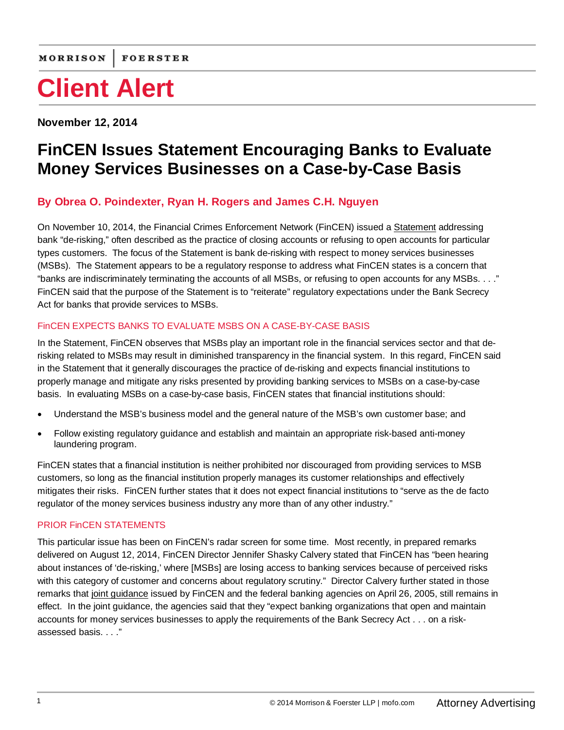MORRISON | FOERSTER

# Client Alert

**November 12, 2014**

## FinCEN Issues Statement Encouraging Banks to Evaluate Money Services Businesses on a Case-by-Case Basis

### By Obrea O. Poindexter, Ryan H. Rogers and James C.H. Nguyen

On November 10, 2014, the Financial Crimes Enforcement Network (FinCEN) issued a Statement addressing bank "de-risking," often described as the practice of closing accounts or refusing to open accounts for particular types customers. The focus of the Statement is bank de-risking with respect to money services businesses (MSBs). The Statement appears to be a regulatory response to address what FinCEN states is a concern that "banks are indiscriminately terminating the accounts of all MSBs, or refusing to open accounts for any MSBs. . . ." FinCEN said that the purpose of the Statement is to "reiterate" regulatory expectations under the Bank Secrecy Act for banks that provide services to MSBs.

### FinCEN EXPECTS BANKS TO EVALUATE MSBS ON A CASE-BY-CASE BASIS

In the Statement, FinCEN observes that MSBs play an important role in the financial services sector and that de-risking related to MSBs may result in diminished transparency in the financial system. In this regard, FinCEN said in the Statement that it generally discourages the practice of de-risking and expects financial institutions to properly manage and mitigate any risks presented by providing banking services to MSBs on a case-by-case basis. In evaluating MSBs on a case-by-case basis, FinCEN states that financial institutions should:

- Understand the MSB's business model and the general nature of the MSB's own customer base; and
- Follow existing regulatory guidance and establish and maintain an appropriate risk-based anti-money laundering program.

FinCEN states that a financial institution is neither prohibited nor discouraged from providing services to MSB customers, so long as the financial institution properly manages its customer relationships and effectively mitigates their risks. FinCEN further states that it does not expect financial institutions to "serve as the de facto regulator of the money services business industry any more than of any other industry."

### PRIOR FinCEN STATEMENTS

This particular issue has been on FinCEN's radar screen for some time. Most recently, in prepared remarks delivered on August 12, 2014, FinCEN Director Jennifer Shasky Calvery stated that FinCEN has "been hearing about instances of 'de-risking,' where [MSBs] are losing access to banking services because of perceived risks with this category of customer and concerns about regulatory scrutiny." Director Calvery further stated in those remarks that joint guidance issued by FinCEN and the federal banking agencies on April 26, 2005, still remains in effect. In the joint guidance, the agencies said that they "expect banking organizations that open and maintain accounts for money services businesses to apply the requirements of the Bank Secrecy Act . . . on a risk-assessed basis. . . ."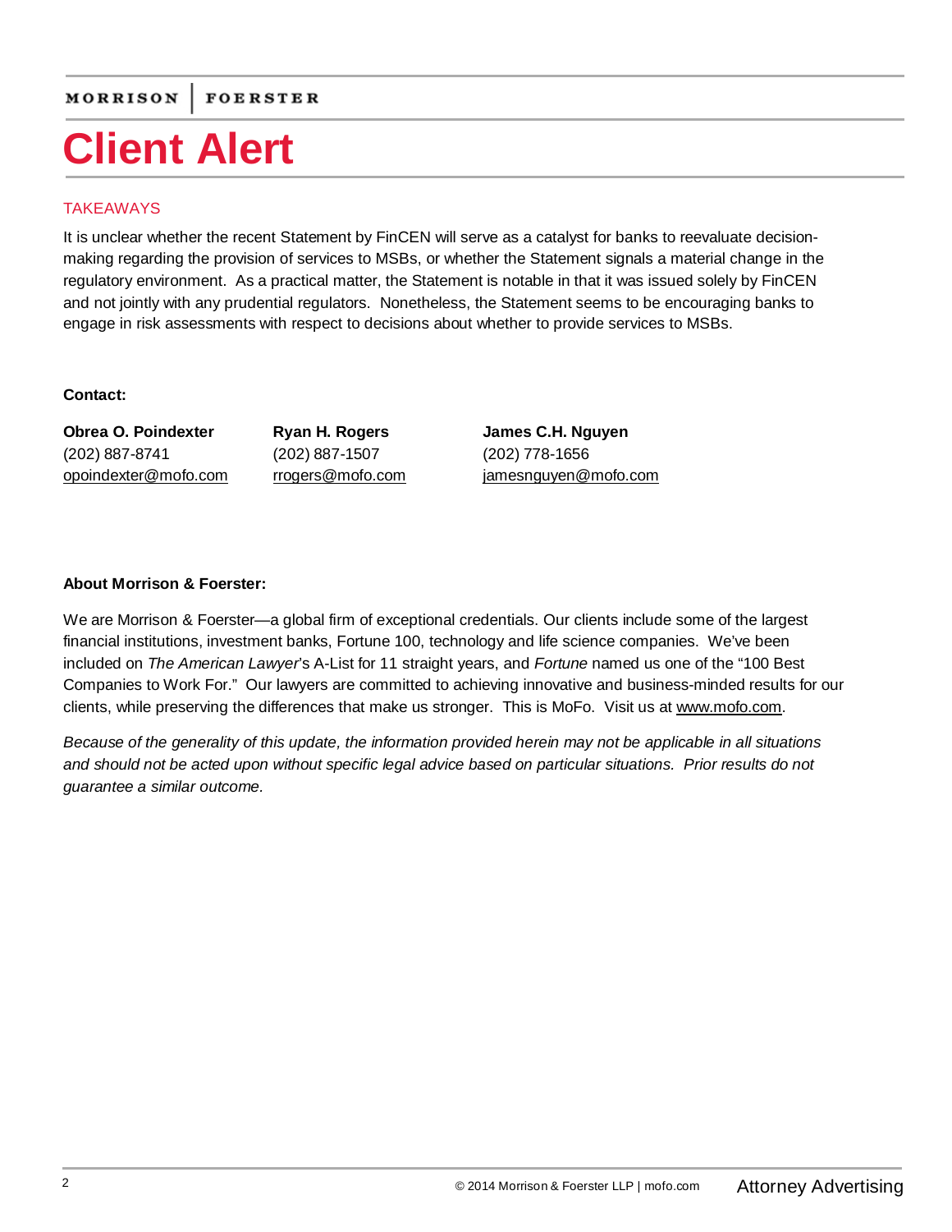TAKEAWAYS

It is unclear whether the recent Statement by FinCEN will serve as a catalyst for banks to reevaluate decision-making regarding the provision of services to MSBs, or whether the Statement signals a material change in the regulatory environment. As a practical matter, the Statement is notable in that it was issued solely by FinCEN and not jointly with any prudential regulators. Nonetheless, the Statement seems to be encouraging banks to engage in risk assessments with respect to decisions about whether to provide services to MSBs.

**Contact:**

| | | |
|---|---|---|
| **Obrea O. Poindexter** | **Ryan H. Rogers** | **James C.H. Nguyen** |
| (202) 887-8741 | (202) 887-1507 | (202) 778-1656 |
| opoindexter@mofo.com | rrogers@mofo.com | jamesnguyen@mofo.com |

**About Morrison & Foerster:**

We are Morrison & Foerster—a global firm of exceptional credentials. Our clients include some of the largest financial institutions, investment banks, Fortune 100, technology and life science companies. We've been included on *The American Lawyer*'s A-List for 11 straight years, and *Fortune* named us one of the "100 Best Companies to Work For." Our lawyers are committed to achieving innovative and business-minded results for our clients, while preserving the differences that make us stronger. This is MoFo. Visit us at www.mofo.com.

*Because of the generality of this update, the information provided herein may not be applicable in all situations and should not be acted upon without specific legal advice based on particular situations. Prior results do not guarantee a similar outcome.*